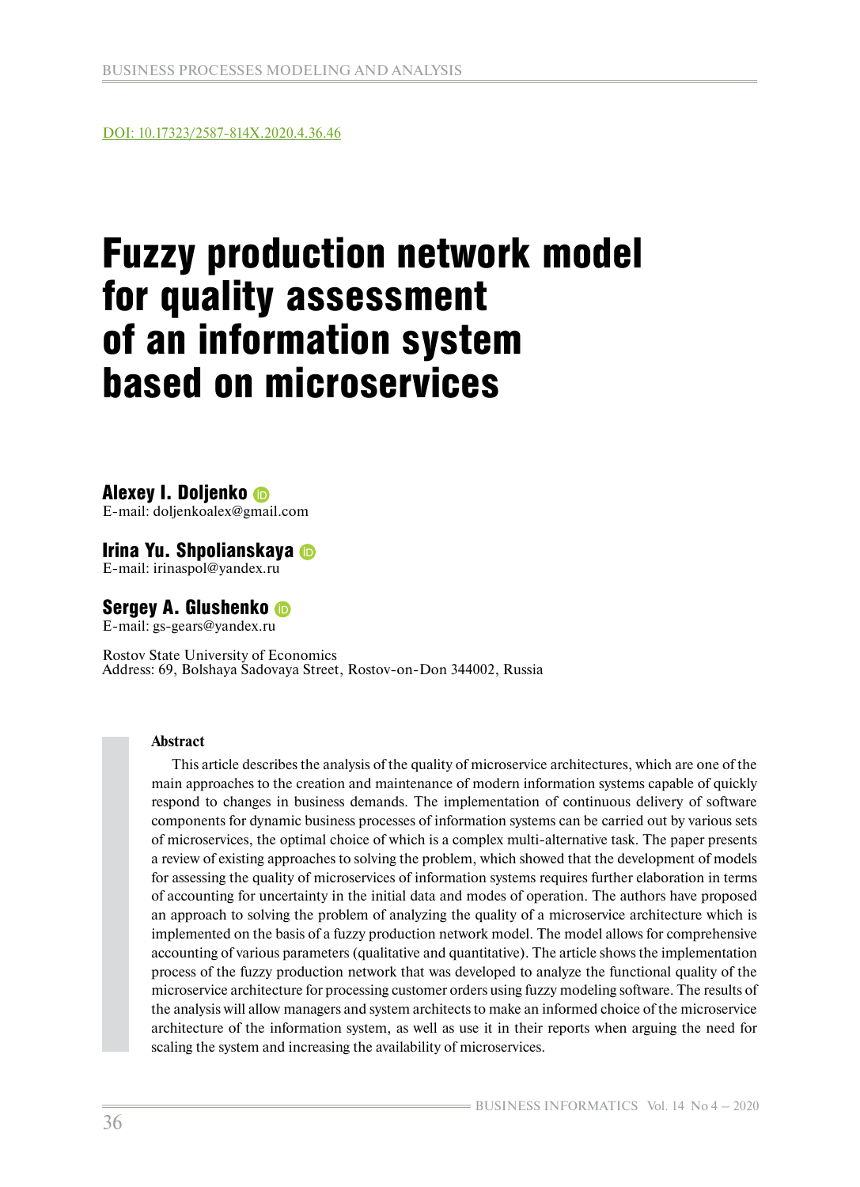DOI: 10.17323/2587-814X.2020.4.36.46

# Fuzzy production network model for quality assessment of an information system based on microservices

**Alexey I. Doljenko**
E-mail: doljenkoalex@gmail.com

**Irina Yu. Shpolianskaya**
E-mail: irinaspol@yandex.ru

**Sergey A. Glushenko**
E-mail: gs-gears@yandex.ru

Rostov State University of Economics
Address: 69, Bolshaya Sadovaya Street, Rostov-on-Don 344002, Russia

**Abstract**

This article describes the analysis of the quality of microservice architectures, which are one of the main approaches to the creation and maintenance of modern information systems capable of quickly respond to changes in business demands. The implementation of continuous delivery of software components for dynamic business processes of information systems can be carried out by various sets of microservices, the optimal choice of which is a complex multi-alternative task. The paper presents a review of existing approaches to solving the problem, which showed that the development of models for assessing the quality of microservices of information systems requires further elaboration in terms of accounting for uncertainty in the initial data and modes of operation. The authors have proposed an approach to solving the problem of analyzing the quality of a microservice architecture which is implemented on the basis of a fuzzy production network model. The model allows for comprehensive accounting of various parameters (qualitative and quantitative). The article shows the implementation process of the fuzzy production network that was developed to analyze the functional quality of the microservice architecture for processing customer orders using fuzzy modeling software. The results of the analysis will allow managers and system architects to make an informed choice of the microservice architecture of the information system, as well as use it in their reports when arguing the need for scaling the system and increasing the availability of microservices.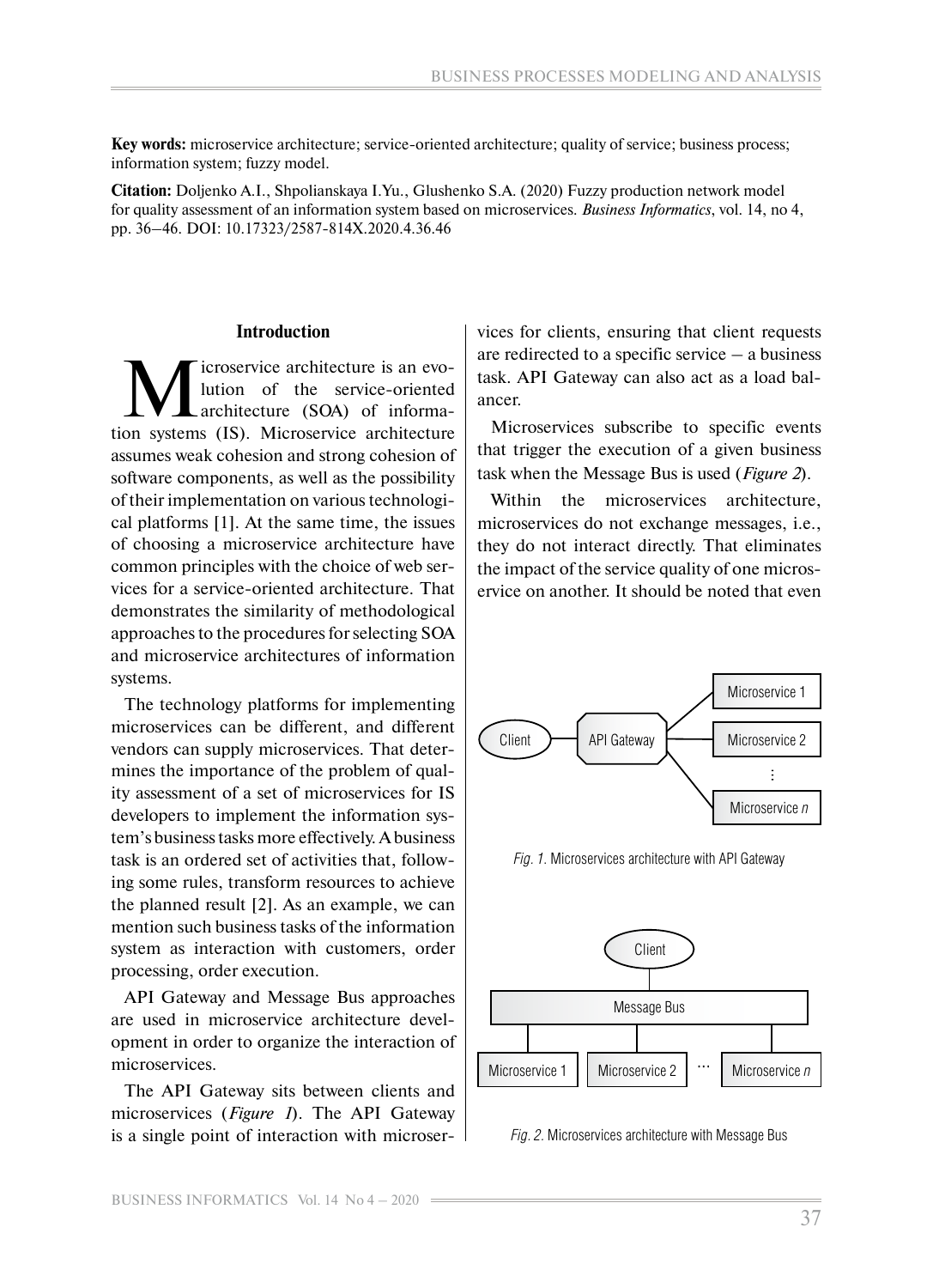**Key words:** microservice architecture; service-oriented architecture; quality of service; business process; information system; fuzzy model.

**Citation:** Doljenko A.I., Shpolianskaya I.Yu., Glushenko S.A. (2020) Fuzzy production network model for quality assessment of an information system based on microservices. *Business Informatics*, vol. 14, no 4, pp. 36–46. DOI: 10.17323/2587-814X.2020.4.36.46

## Introduction

Microservice architecture is an evolution of the service-oriented architecture (SOA) of information systems (IS). Microservice architecture assumes weak cohesion and strong cohesion of software components, as well as the possibility of their implementation on various technological platforms [1]. At the same time, the issues of choosing a microservice architecture have common principles with the choice of web services for a service-oriented architecture. That demonstrates the similarity of methodological approaches to the procedures for selecting SOA and microservice architectures of information systems.

The technology platforms for implementing microservices can be different, and different vendors can supply microservices. That determines the importance of the problem of quality assessment of a set of microservices for IS developers to implement the information system's business tasks more effectively. A business task is an ordered set of activities that, following some rules, transform resources to achieve the planned result [2]. As an example, we can mention such business tasks of the information system as interaction with customers, order processing, order execution.

API Gateway and Message Bus approaches are used in microservice architecture development in order to organize the interaction of microservices.

The API Gateway sits between clients and microservices (*Figure 1*). The API Gateway is a single point of interaction with microservices for clients, ensuring that client requests are redirected to a specific service – a business task. API Gateway can also act as a load balancer.

Microservices subscribe to specific events that trigger the execution of a given business task when the Message Bus is used (*Figure 2*).

Within the microservices architecture, microservices do not exchange messages, i.e., they do not interact directly. That eliminates the impact of the service quality of one microservice on another. It should be noted that even

*Fig. 1.* Microservices architecture with API Gateway

*Fig. 2.* Microservices architecture with Message Bus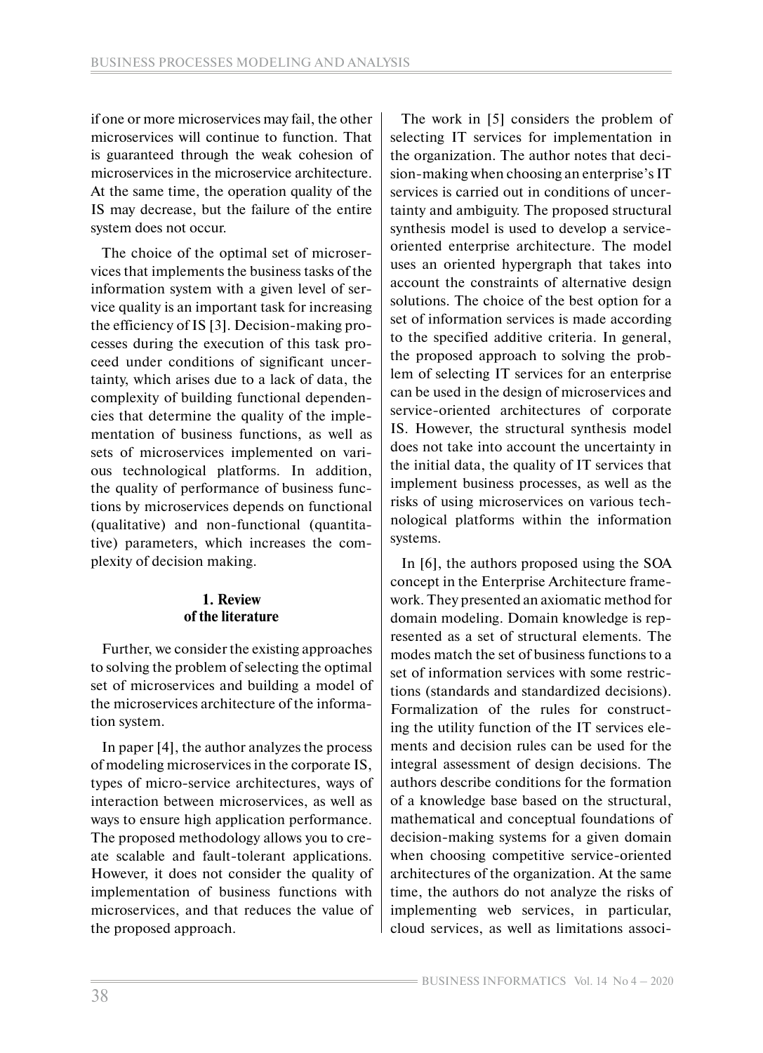if one or more microservices may fail, the other microservices will continue to function. That is guaranteed through the weak cohesion of microservices in the microservice architecture. At the same time, the operation quality of the IS may decrease, but the failure of the entire system does not occur.

The choice of the optimal set of microservices that implements the business tasks of the information system with a given level of service quality is an important task for increasing the efficiency of IS [3]. Decision-making processes during the execution of this task proceed under conditions of significant uncertainty, which arises due to a lack of data, the complexity of building functional dependencies that determine the quality of the implementation of business functions, as well as sets of microservices implemented on various technological platforms. In addition, the quality of performance of business functions by microservices depends on functional (qualitative) and non-functional (quantitative) parameters, which increases the complexity of decision making.

## 1. Review of the literature

Further, we consider the existing approaches to solving the problem of selecting the optimal set of microservices and building a model of the microservices architecture of the information system.

In paper [4], the author analyzes the process of modeling microservices in the corporate IS, types of micro-service architectures, ways of interaction between microservices, as well as ways to ensure high application performance. The proposed methodology allows you to create scalable and fault-tolerant applications. However, it does not consider the quality of implementation of business functions with microservices, and that reduces the value of the proposed approach.

The work in [5] considers the problem of selecting IT services for implementation in the organization. The author notes that decision-making when choosing an enterprise's IT services is carried out in conditions of uncertainty and ambiguity. The proposed structural synthesis model is used to develop a service-oriented enterprise architecture. The model uses an oriented hypergraph that takes into account the constraints of alternative design solutions. The choice of the best option for a set of information services is made according to the specified additive criteria. In general, the proposed approach to solving the problem of selecting IT services for an enterprise can be used in the design of microservices and service-oriented architectures of corporate IS. However, the structural synthesis model does not take into account the uncertainty in the initial data, the quality of IT services that implement business processes, as well as the risks of using microservices on various technological platforms within the information systems.

In [6], the authors proposed using the SOA concept in the Enterprise Architecture framework. They presented an axiomatic method for domain modeling. Domain knowledge is represented as a set of structural elements. The modes match the set of business functions to a set of information services with some restrictions (standards and standardized decisions). Formalization of the rules for constructing the utility function of the IT services elements and decision rules can be used for the integral assessment of design decisions. The authors describe conditions for the formation of a knowledge base based on the structural, mathematical and conceptual foundations of decision-making systems for a given domain when choosing competitive service-oriented architectures of the organization. At the same time, the authors do not analyze the risks of implementing web services, in particular, cloud services, as well as limitations associ-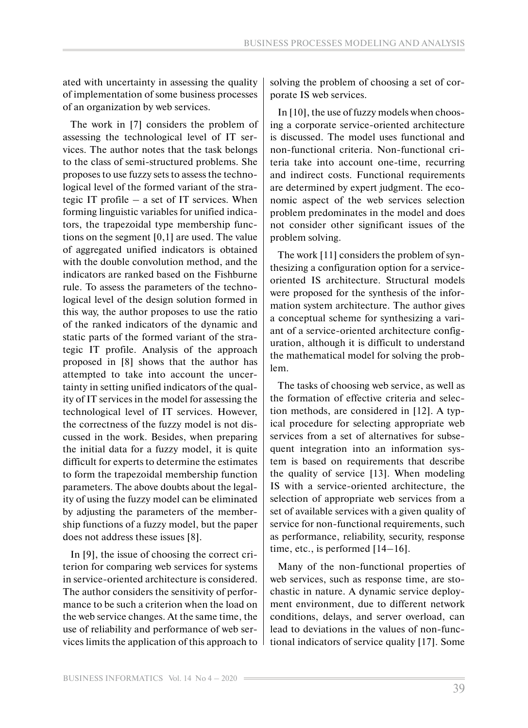ated with uncertainty in assessing the quality of implementation of some business processes of an organization by web services.

The work in [7] considers the problem of assessing the technological level of IT services. The author notes that the task belongs to the class of semi-structured problems. She proposes to use fuzzy sets to assess the technological level of the formed variant of the strategic IT profile – a set of IT services. When forming linguistic variables for unified indicators, the trapezoidal type membership functions on the segment [0,1] are used. The value of aggregated unified indicators is obtained with the double convolution method, and the indicators are ranked based on the Fishburne rule. To assess the parameters of the technological level of the design solution formed in this way, the author proposes to use the ratio of the ranked indicators of the dynamic and static parts of the formed variant of the strategic IT profile. Analysis of the approach proposed in [8] shows that the author has attempted to take into account the uncertainty in setting unified indicators of the quality of IT services in the model for assessing the technological level of IT services. However, the correctness of the fuzzy model is not discussed in the work. Besides, when preparing the initial data for a fuzzy model, it is quite difficult for experts to determine the estimates to form the trapezoidal membership function parameters. The above doubts about the legality of using the fuzzy model can be eliminated by adjusting the parameters of the membership functions of a fuzzy model, but the paper does not address these issues [8].

In [9], the issue of choosing the correct criterion for comparing web services for systems in service-oriented architecture is considered. The author considers the sensitivity of performance to be such a criterion when the load on the web service changes. At the same time, the use of reliability and performance of web services limits the application of this approach to solving the problem of choosing a set of corporate IS web services.

In [10], the use of fuzzy models when choosing a corporate service-oriented architecture is discussed. The model uses functional and non-functional criteria. Non-functional criteria take into account one-time, recurring and indirect costs. Functional requirements are determined by expert judgment. The economic aspect of the web services selection problem predominates in the model and does not consider other significant issues of the problem solving.

The work [11] considers the problem of synthesizing a configuration option for a service-oriented IS architecture. Structural models were proposed for the synthesis of the information system architecture. The author gives a conceptual scheme for synthesizing a variant of a service-oriented architecture configuration, although it is difficult to understand the mathematical model for solving the problem.

The tasks of choosing web service, as well as the formation of effective criteria and selection methods, are considered in [12]. A typical procedure for selecting appropriate web services from a set of alternatives for subsequent integration into an information system is based on requirements that describe the quality of service [13]. When modeling IS with a service-oriented architecture, the selection of appropriate web services from a set of available services with a given quality of service for non-functional requirements, such as performance, reliability, security, response time, etc., is performed [14–16].

Many of the non-functional properties of web services, such as response time, are stochastic in nature. A dynamic service deployment environment, due to different network conditions, delays, and server overload, can lead to deviations in the values of non-functional indicators of service quality [17]. Some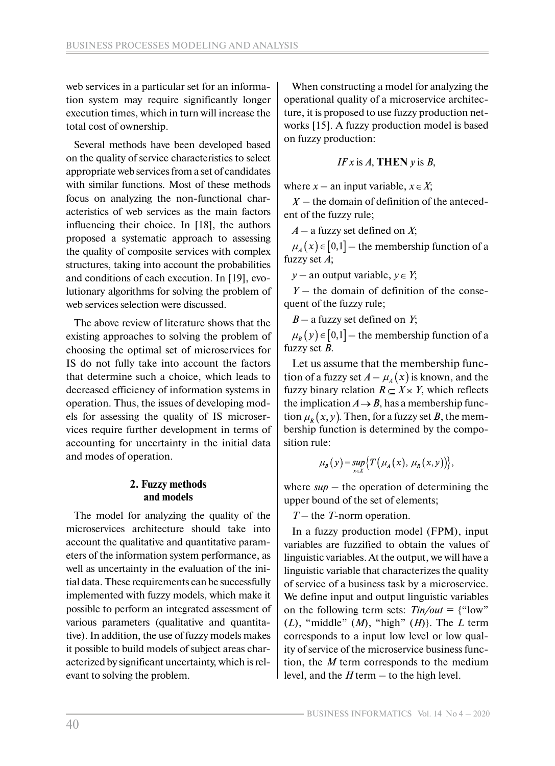web services in a particular set for an information system may require significantly longer execution times, which in turn will increase the total cost of ownership.

Several methods have been developed based on the quality of service characteristics to select appropriate web services from a set of candidates with similar functions. Most of these methods focus on analyzing the non-functional characteristics of web services as the main factors influencing their choice. In [18], the authors proposed a systematic approach to assessing the quality of composite services with complex structures, taking into account the probabilities and conditions of each execution. In [19], evolutionary algorithms for solving the problem of web services selection were discussed.

The above review of literature shows that the existing approaches to solving the problem of choosing the optimal set of microservices for IS do not fully take into account the factors that determine such a choice, which leads to decreased efficiency of information systems in operation. Thus, the issues of developing models for assessing the quality of IS microservices require further development in terms of accounting for uncertainty in the initial data and modes of operation.

## 2. Fuzzy methods and models

The model for analyzing the quality of the microservices architecture should take into account the qualitative and quantitative parameters of the information system performance, as well as uncertainty in the evaluation of the initial data. These requirements can be successfully implemented with fuzzy models, which make it possible to perform an integrated assessment of various parameters (qualitative and quantitative). In addition, the use of fuzzy models makes it possible to build models of subject areas characterized by significant uncertainty, which is relevant to solving the problem.

When constructing a model for analyzing the operational quality of a microservice architecture, it is proposed to use fuzzy production networks [15]. A fuzzy production model is based on fuzzy production:

$$\textit{IF } x \text{ is } A, \textbf{ THEN } y \text{ is } B,$$

where $x$ – an input variable, $x \in X$;

$X$ – the domain of definition of the antecedent of the fuzzy rule;

$A$ – a fuzzy set defined on $X$;

$\mu_A(x) \in [0,1]$ – the membership function of a fuzzy set $A$;

$y$ – an output variable, $y \in Y$;

$Y$ – the domain of definition of the consequent of the fuzzy rule;

$B$ – a fuzzy set defined on $Y$;

$\mu_B(y) \in [0,1]$ – the membership function of a fuzzy set $B$.

Let us assume that the membership function of a fuzzy set $A$ – $\mu_A(x)$ is known, and the fuzzy binary relation $R \subseteq X \times Y$, which reflects the implication $A \rightarrow B$, has a membership function $\mu_R(x, y)$. Then, for a fuzzy set $B$, the membership function is determined by the composition rule:

$$\mu_B(y) = \sup_{x \in X} \left\{ T\left(\mu_A(x),\ \mu_R(x, y)\right) \right\},$$

where *sup* – the operation of determining the upper bound of the set of elements;

$T$ – the $T$-norm operation.

In a fuzzy production model (FPM), input variables are fuzzified to obtain the values of linguistic variables. At the output, we will have a linguistic variable that characterizes the quality of service of a business task by a microservice. We define input and output linguistic variables on the following term sets: *Tin/out* = {"low" (*L*), "middle" (*M*), "high" (*H*)}. The *L* term corresponds to a input low level or low quality of service of the microservice business function, the *M* term corresponds to the medium level, and the *H* term – to the high level.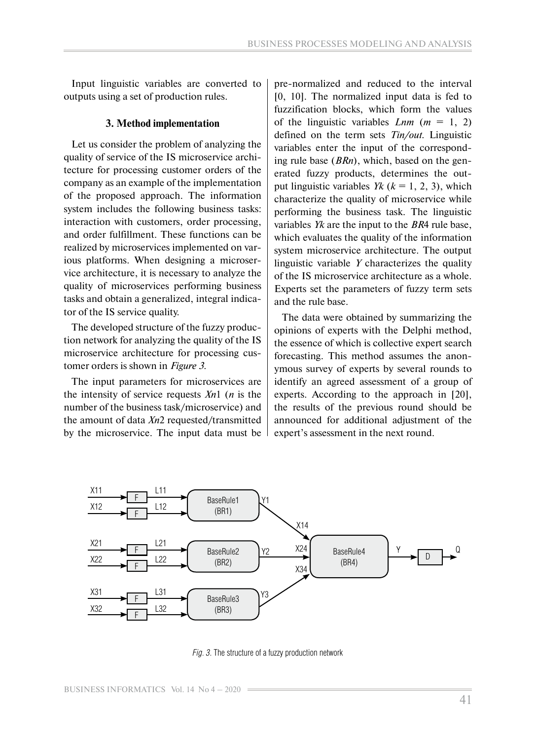Input linguistic variables are converted to outputs using a set of production rules.

### 3. Method implementation

Let us consider the problem of analyzing the quality of service of the IS microservice architecture for processing customer orders of the company as an example of the implementation of the proposed approach. The information system includes the following business tasks: interaction with customers, order processing, and order fulfillment. These functions can be realized by microservices implemented on various platforms. When designing a microservice architecture, it is necessary to analyze the quality of microservices performing business tasks and obtain a generalized, integral indicator of the IS service quality.

The developed structure of the fuzzy production network for analyzing the quality of the IS microservice architecture for processing customer orders is shown in *Figure 3*.

The input parameters for microservices are the intensity of service requests *Xn*1 (*n* is the number of the business task/microservice) and the amount of data *Xn*2 requested/transmitted by the microservice. The input data must be pre-normalized and reduced to the interval [0, 10]. The normalized input data is fed to fuzzification blocks, which form the values of the linguistic variables ***Lnm*** (*m* = 1, 2) defined on the term sets *Tin/out*. Linguistic variables enter the input of the corresponding rule base (***BRn***), which, based on the generated fuzzy products, determines the output linguistic variables *Yk* (*k* = 1, 2, 3), which characterize the quality of microservice while performing the business task. The linguistic variables *Yk* are the input to the ***BR***4 rule base, which evaluates the quality of the information system microservice architecture. The output linguistic variable *Y* characterizes the quality of the IS microservice architecture as a whole. Experts set the parameters of fuzzy term sets and the rule base.

The data were obtained by summarizing the opinions of experts with the Delphi method, the essence of which is collective expert search forecasting. This method assumes the anonymous survey of experts by several rounds to identify an agreed assessment of a group of experts. According to the approach in [20], the results of the previous round should be announced for additional adjustment of the expert's assessment in the next round.

*Fig. 3.* The structure of a fuzzy production network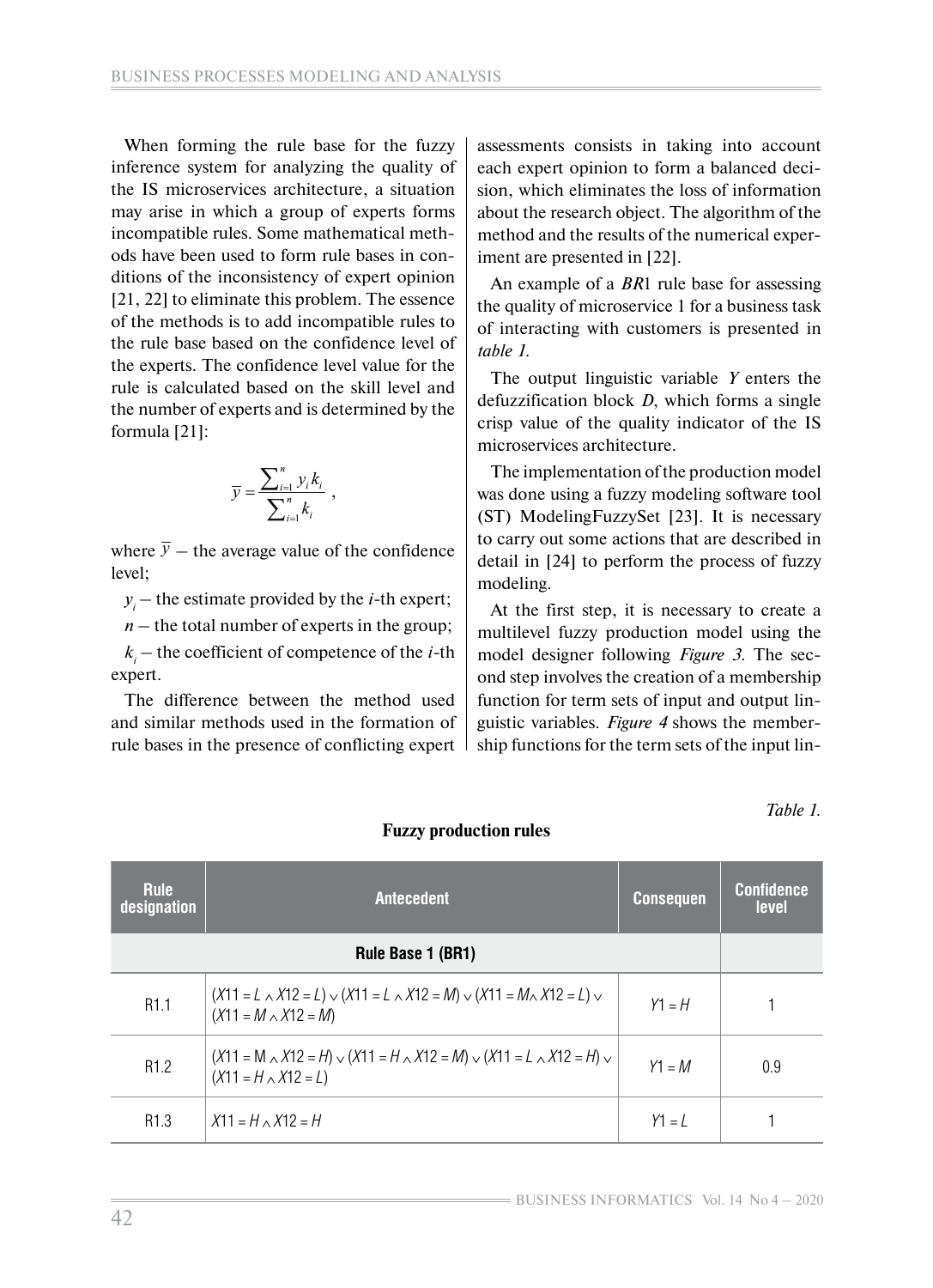When forming the rule base for the fuzzy inference system for analyzing the quality of the IS microservices architecture, a situation may arise in which a group of experts forms incompatible rules. Some mathematical methods have been used to form rule bases in conditions of the inconsistency of expert opinion [21, 22] to eliminate this problem. The essence of the methods is to add incompatible rules to the rule base based on the confidence level of the experts. The confidence level value for the rule is calculated based on the skill level and the number of experts and is determined by the formula [21]:

$$\overline{y} = \frac{\sum_{i=1}^{n} y_i k_i}{\sum_{i=1}^{n} k_i},$$

where $\overline{y}$ – the average value of the confidence level;

$y_i$ – the estimate provided by the $i$-th expert;

$n$ – the total number of experts in the group;

$k_i$ – the coefficient of competence of the $i$-th expert.

The difference between the method used and similar methods used in the formation of rule bases in the presence of conflicting expert assessments consists in taking into account each expert opinion to form a balanced decision, which eliminates the loss of information about the research object. The algorithm of the method and the results of the numerical experiment are presented in [22].

An example of a *BR*1 rule base for assessing the quality of microservice 1 for a business task of interacting with customers is presented in *table 1*.

The output linguistic variable *Y* enters the defuzzification block *D*, which forms a single crisp value of the quality indicator of the IS microservices architecture.

The implementation of the production model was done using a fuzzy modeling software tool (ST) ModelingFuzzySet [23]. It is necessary to carry out some actions that are described in detail in [24] to perform the process of fuzzy modeling.

At the first step, it is necessary to create a multilevel fuzzy production model using the model designer following *Figure 3*. The second step involves the creation of a membership function for term sets of input and output linguistic variables. *Figure 4* shows the membership functions for the term sets of the input lin-

*Table 1.*

**Fuzzy production rules**

| Rule designation | Antecedent | Consequen | Confidence level |
|---|---|---|---|
| **Rule Base 1 (BR1)** | | | |
| R1.1 | $(X11 = L \wedge X12 = L) \vee (X11 = L \wedge X12 = M) \vee (X11 = M \wedge X12 = L) \vee (X11 = M \wedge X12 = M)$ | $Y1 = H$ | 1 |
| R1.2 | $(X11 = M \wedge X12 = H) \vee (X11 = H \wedge X12 = M) \vee (X11 = L \wedge X12 = H) \vee (X11 = H \wedge X12 = L)$ | $Y1 = M$ | 0.9 |
| R1.3 | $X11 = H \wedge X12 = H$ | $Y1 = L$ | 1 |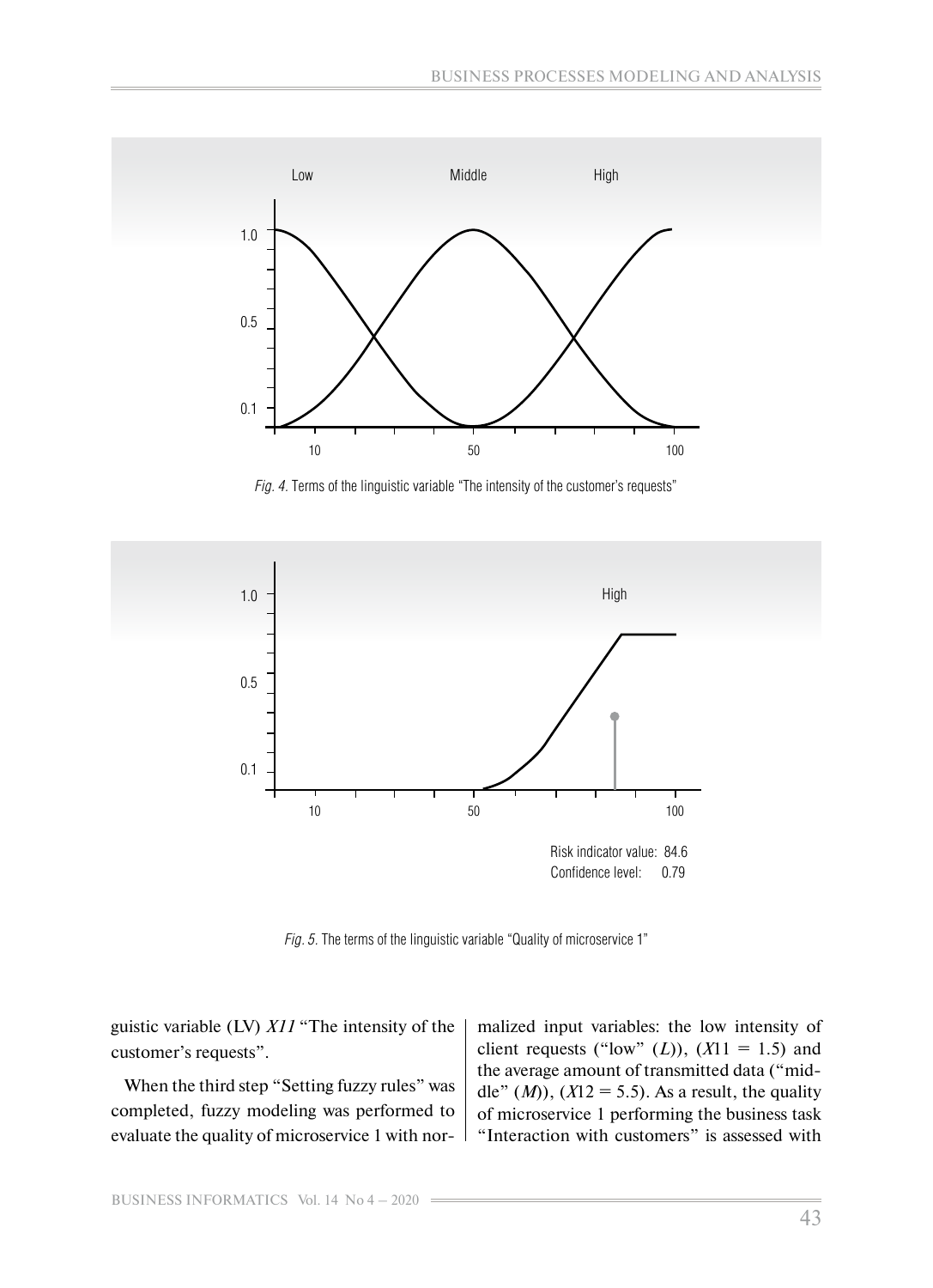*Fig. 4.* Terms of the linguistic variable "The intensity of the customer's requests"

Risk indicator value: 84.6
Confidence level: 0.79

*Fig. 5.* The terms of the linguistic variable "Quality of microservice 1"

guistic variable (LV) *X11* "The intensity of the customer's requests".

When the third step "Setting fuzzy rules" was completed, fuzzy modeling was performed to evaluate the quality of microservice 1 with normalized input variables: the low intensity of client requests ("low" (*L*)), ($X11 = 1.5$) and the average amount of transmitted data ("middle" (*M*)), ($X12 = 5.5$). As a result, the quality of microservice 1 performing the business task "Interaction with customers" is assessed with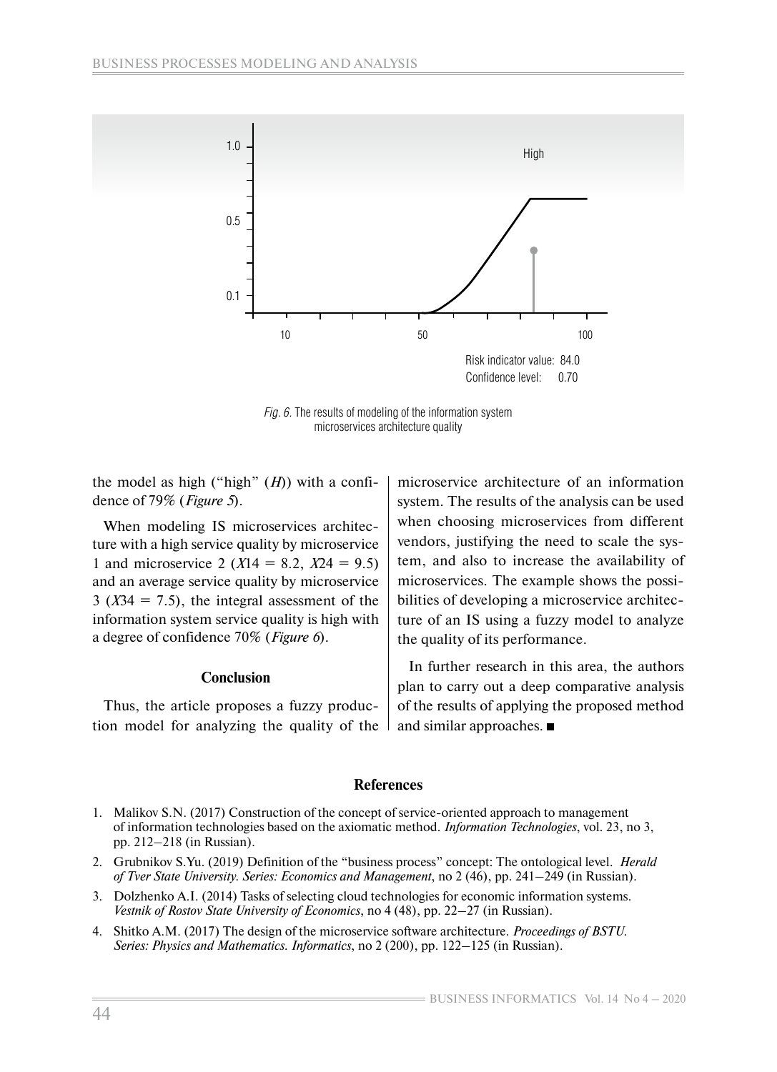Risk indicator value: 84.0
Confidence level: 0.70

*Fig. 6.* The results of modeling of the information system microservices architecture quality

the model as high ("high" ($H$)) with a confidence of 79% (*Figure 5*).

When modeling IS microservices architecture with a high service quality by microservice 1 and microservice 2 ($X14 = 8.2$, $X24 = 9.5$) and an average service quality by microservice 3 ($X34 = 7.5$), the integral assessment of the information system service quality is high with a degree of confidence 70% (*Figure 6*).

## Conclusion

Thus, the article proposes a fuzzy production model for analyzing the quality of the microservice architecture of an information system. The results of the analysis can be used when choosing microservices from different vendors, justifying the need to scale the system, and also to increase the availability of microservices. The example shows the possibilities of developing a microservice architecture of an IS using a fuzzy model to analyze the quality of its performance.

In further research in this area, the authors plan to carry out a deep comparative analysis of the results of applying the proposed method and similar approaches. ■

## References

1. Malikov S.N. (2017) Construction of the concept of service-oriented approach to management of information technologies based on the axiomatic method. *Information Technologies*, vol. 23, no 3, pp. 212–218 (in Russian).
2. Grubnikov S.Yu. (2019) Definition of the "business process" concept: The ontological level. *Herald of Tver State University. Series: Economics and Management*, no 2 (46), pp. 241–249 (in Russian).
3. Dolzhenko A.I. (2014) Tasks of selecting cloud technologies for economic information systems. *Vestnik of Rostov State University of Economics*, no 4 (48), pp. 22–27 (in Russian).
4. Shitko A.M. (2017) The design of the microservice software architecture. *Proceedings of BSTU. Series: Physics and Mathematics. Informatics*, no 2 (200), pp. 122–125 (in Russian).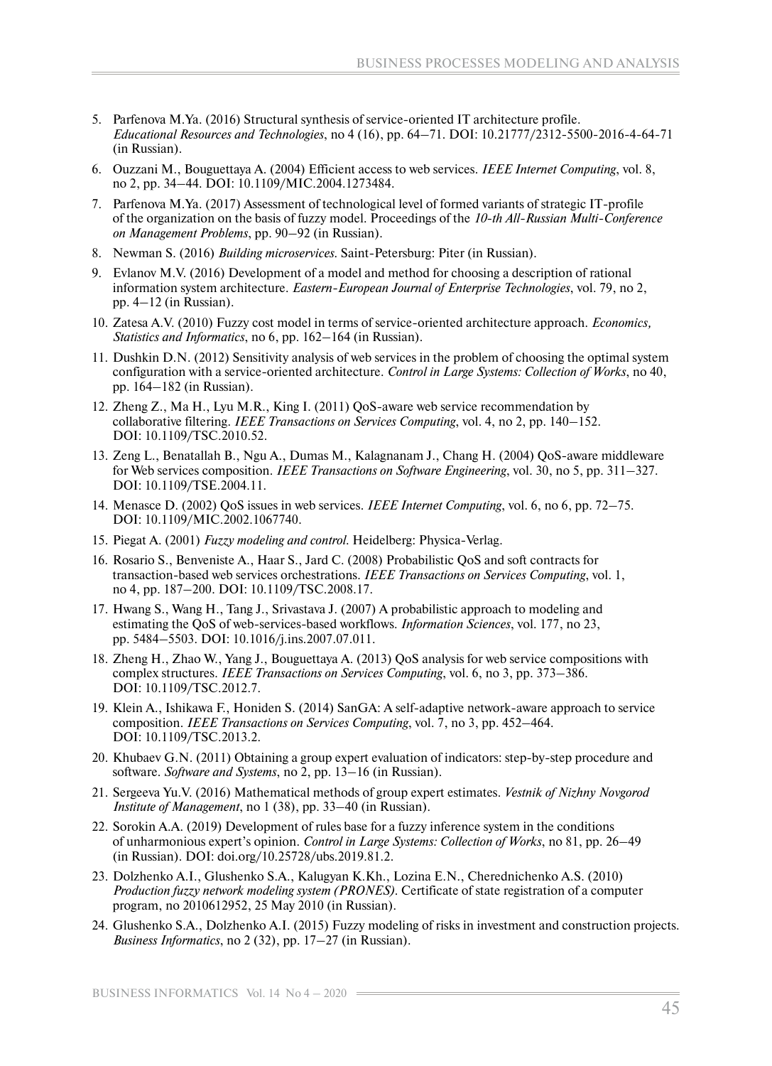5. Parfenova M.Ya. (2016) Structural synthesis of service-oriented IT architecture profile. *Educational Resources and Technologies*, no 4 (16), pp. 64–71. DOI: 10.21777/2312-5500-2016-4-64-71 (in Russian).
6. Ouzzani M., Bouguettaya A. (2004) Efficient access to web services. *IEEE Internet Computing*, vol. 8, no 2, pp. 34–44. DOI: 10.1109/MIC.2004.1273484.
7. Parfenova M.Ya. (2017) Assessment of technological level of formed variants of strategic IT-profile of the organization on the basis of fuzzy model. Proceedings of the *10-th All-Russian Multi-Conference on Management Problems*, pp. 90–92 (in Russian).
8. Newman S. (2016) *Building microservices*. Saint-Petersburg: Piter (in Russian).
9. Evlanov M.V. (2016) Development of a model and method for choosing a description of rational information system architecture. *Eastern-European Journal of Enterprise Technologies*, vol. 79, no 2, pp. 4–12 (in Russian).
10. Zatesa A.V. (2010) Fuzzy cost model in terms of service-oriented architecture approach. *Economics, Statistics and Informatics*, no 6, pp. 162–164 (in Russian).
11. Dushkin D.N. (2012) Sensitivity analysis of web services in the problem of choosing the optimal system configuration with a service-oriented architecture. *Control in Large Systems: Collection of Works*, no 40, pp. 164–182 (in Russian).
12. Zheng Z., Ma H., Lyu M.R., King I. (2011) QoS-aware web service recommendation by collaborative filtering. *IEEE Transactions on Services Computing*, vol. 4, no 2, pp. 140–152. DOI: 10.1109/TSC.2010.52.
13. Zeng L., Benatallah B., Ngu A., Dumas M., Kalagnanam J., Chang H. (2004) QoS-aware middleware for Web services composition. *IEEE Transactions on Software Engineering*, vol. 30, no 5, pp. 311–327. DOI: 10.1109/TSE.2004.11.
14. Menasce D. (2002) QoS issues in web services. *IEEE Internet Computing*, vol. 6, no 6, pp. 72–75. DOI: 10.1109/MIC.2002.1067740.
15. Piegat A. (2001) *Fuzzy modeling and control*. Heidelberg: Physica-Verlag.
16. Rosario S., Benveniste A., Haar S., Jard C. (2008) Probabilistic QoS and soft contracts for transaction-based web services orchestrations. *IEEE Transactions on Services Computing*, vol. 1, no 4, pp. 187–200. DOI: 10.1109/TSC.2008.17.
17. Hwang S., Wang H., Tang J., Srivastava J. (2007) A probabilistic approach to modeling and estimating the QoS of web-services-based workflows. *Information Sciences*, vol. 177, no 23, pp. 5484–5503. DOI: 10.1016/j.ins.2007.07.011.
18. Zheng H., Zhao W., Yang J., Bouguettaya A. (2013) QoS analysis for web service compositions with complex structures. *IEEE Transactions on Services Computing*, vol. 6, no 3, pp. 373–386. DOI: 10.1109/TSC.2012.7.
19. Klein A., Ishikawa F., Honiden S. (2014) SanGA: A self-adaptive network-aware approach to service composition. *IEEE Transactions on Services Computing*, vol. 7, no 3, pp. 452–464. DOI: 10.1109/TSC.2013.2.
20. Khubaev G.N. (2011) Obtaining a group expert evaluation of indicators: step-by-step procedure and software. *Software and Systems*, no 2, pp. 13–16 (in Russian).
21. Sergeeva Yu.V. (2016) Mathematical methods of group expert estimates. *Vestnik of Nizhny Novgorod Institute of Management*, no 1 (38), pp. 33–40 (in Russian).
22. Sorokin A.A. (2019) Development of rules base for a fuzzy inference system in the conditions of unharmonious expert's opinion. *Control in Large Systems: Collection of Works*, no 81, pp. 26–49 (in Russian). DOI: doi.org/10.25728/ubs.2019.81.2.
23. Dolzhenko A.I., Glushenko S.A., Kalugyan K.Kh., Lozina E.N., Cherednichenko A.S. (2010) *Production fuzzy network modeling system (PRONES)*. Certificate of state registration of a computer program, no 2010612952, 25 May 2010 (in Russian).
24. Glushenko S.A., Dolzhenko A.I. (2015) Fuzzy modeling of risks in investment and construction projects. *Business Informatics*, no 2 (32), pp. 17–27 (in Russian).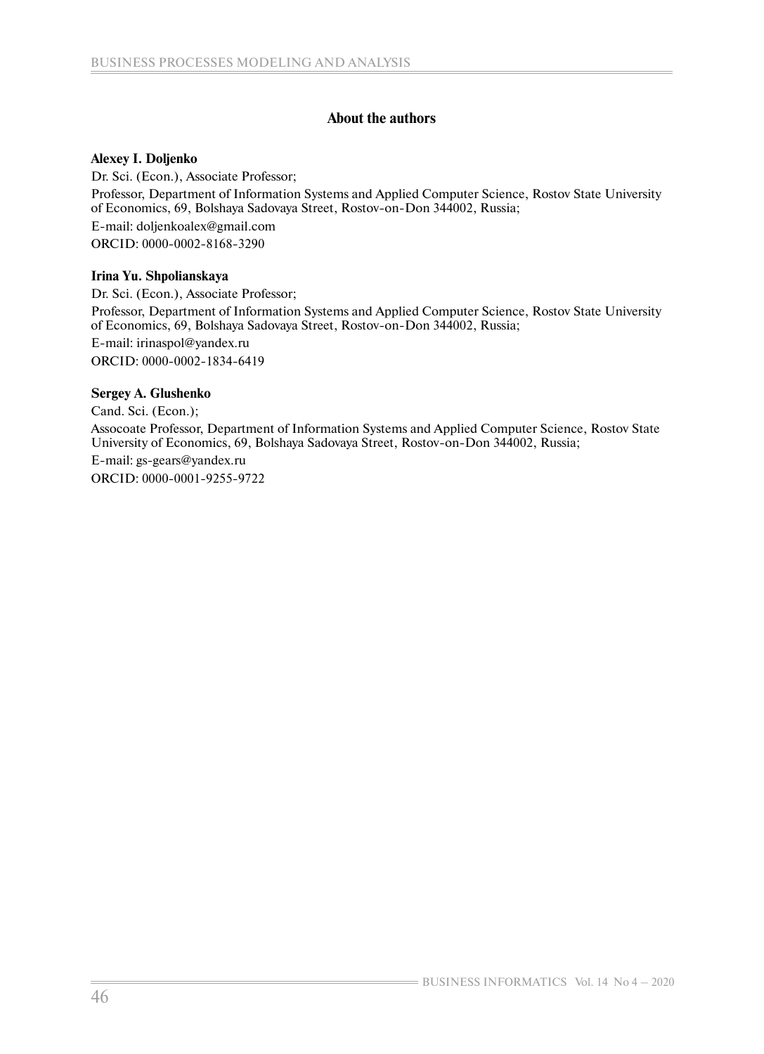## About the authors

**Alexey I. Doljenko**

Dr. Sci. (Econ.), Associate Professor;

Professor, Department of Information Systems and Applied Computer Science, Rostov State University of Economics, 69, Bolshaya Sadovaya Street, Rostov-on-Don 344002, Russia;

E-mail: doljenkoalex@gmail.com

ORCID: 0000-0002-8168-3290

**Irina Yu. Shpolianskaya**

Dr. Sci. (Econ.), Associate Professor;

Professor, Department of Information Systems and Applied Computer Science, Rostov State University of Economics, 69, Bolshaya Sadovaya Street, Rostov-on-Don 344002, Russia;

E-mail: irinaspol@yandex.ru

ORCID: 0000-0002-1834-6419

**Sergey A. Glushenko**

Cand. Sci. (Econ.);

Assocoate Professor, Department of Information Systems and Applied Computer Science, Rostov State University of Economics, 69, Bolshaya Sadovaya Street, Rostov-on-Don 344002, Russia;

E-mail: gs-gears@yandex.ru

ORCID: 0000-0001-9255-9722